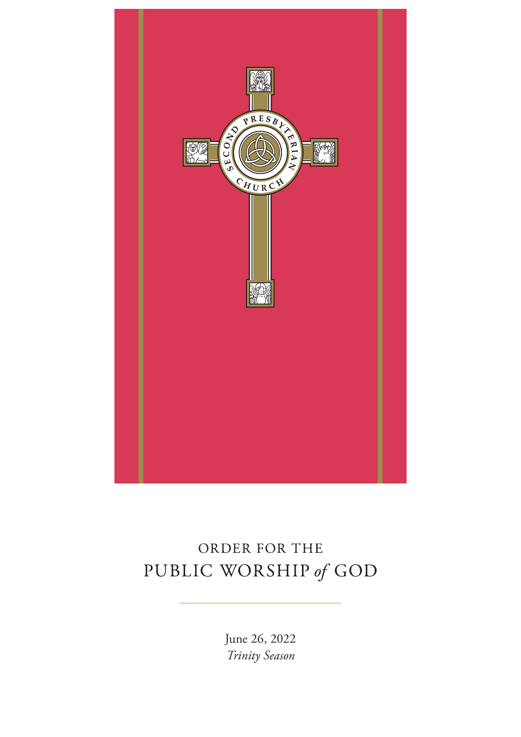# ORDER FOR THE PUBLIC WORSHIP *of* GOD

June 26, 2022
*Trinity Season*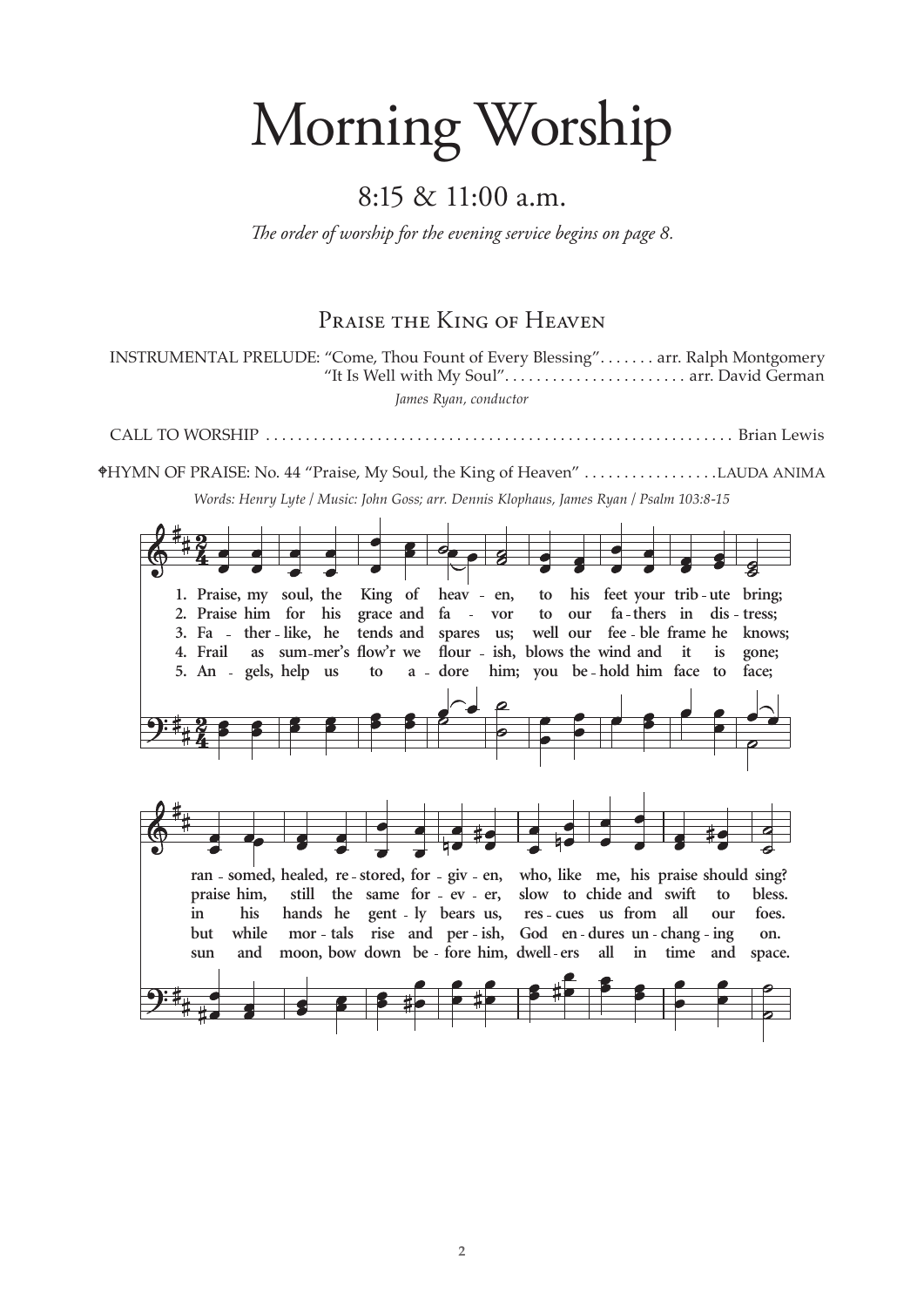# Morning Worship

## 8:15 & 11:00 a.m.

*The order of worship for the evening service begins on page 8.*

### Praise the King of Heaven

INSTRUMENTAL PRELUDE: "Come, Thou Fount of Every Blessing" . . . . . . . arr. Ralph Montgomery
"It Is Well with My Soul" . . . . . . . . . . . . . . . . . . . . . . arr. David German

*James Ryan, conductor*

CALL TO WORSHIP . . . . . . . . . . . . . . . . . . . . . . . . . . . . . . . . . . . . . . . . . . . . . . . . . . . . . . . . Brian Lewis

✠HYMN OF PRAISE: No. 44 "Praise, My Soul, the King of Heaven" . . . . . . . . . . . . . . . . LAUDA ANIMA

*Words: Henry Lyte / Music: John Goss; arr. Dennis Klophaus, James Ryan / Psalm 103:8-15*

1. Praise, my soul, the King of heaven, to his feet your tribute bring; ransomed, healed, restored, forgiven, who, like me, his praise should sing?
2. Praise him for his grace and favor to our fathers in distress; praise him, still the same forever, slow to chide and swift to bless.
3. Father-like, he tends and spares us; well our feeble frame he knows; in his hands he gently bears us, rescues us from all our foes.
4. Frail as summer's flow'r we flourish, blows the wind and it is gone; but while mortals rise and perish, God endures unchanging on.
5. Angels, help us to adore him; you behold him face to face; sun and moon, bow down before him, dwellers all in time and space.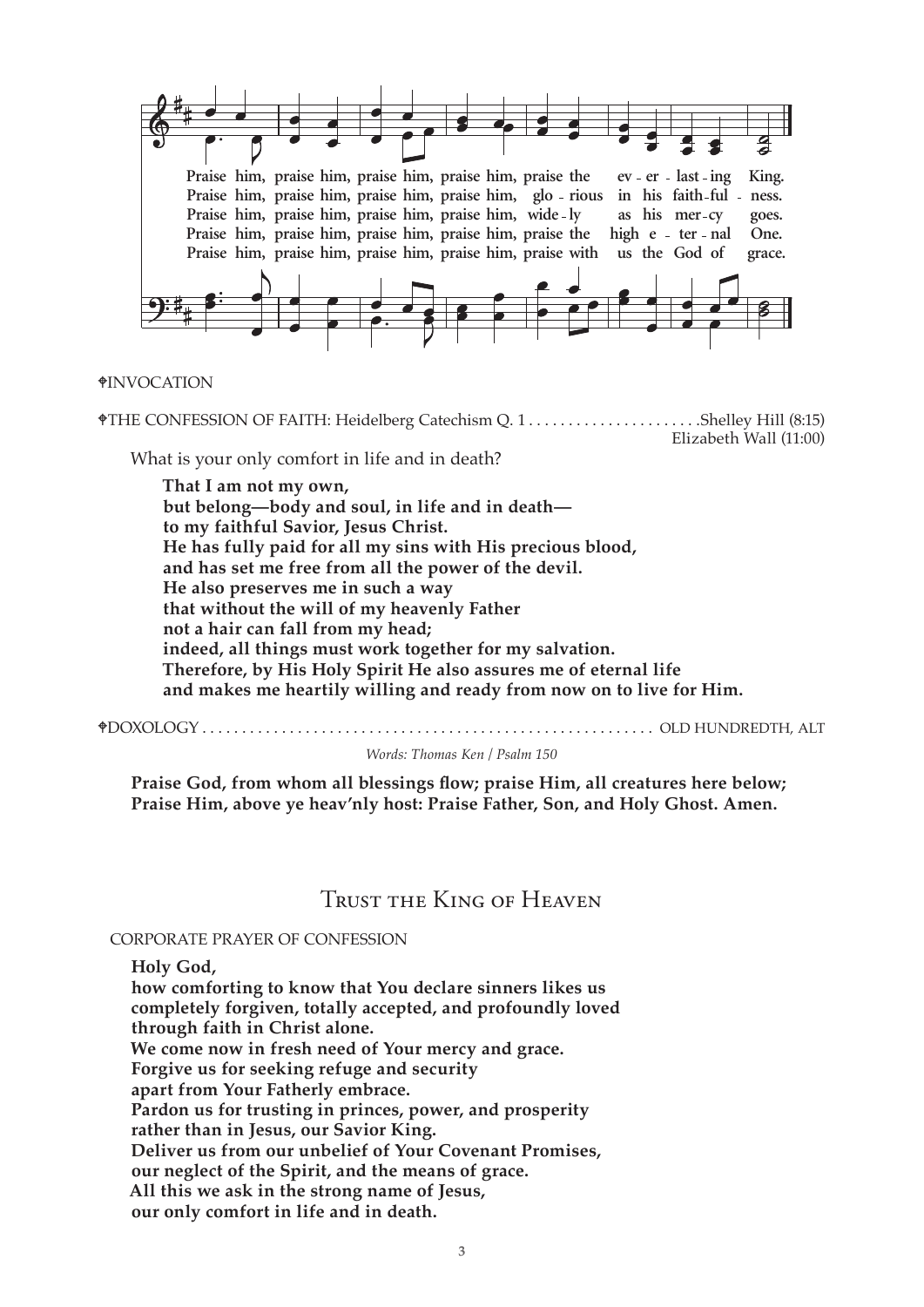Praise him, praise him, praise him, praise him, praise the ev - er - last - ing King.
Praise him, praise him, praise him, praise him, glo - rious in his faith - ful - ness.
Praise him, praise him, praise him, praise him, wide - ly as his mer - cy goes.
Praise him, praise him, praise him, praise him, praise the high e - ter - nal One.
Praise him, praise him, praise him, praise him, praise with us the God of grace.

✟INVOCATION

✟THE CONFESSION OF FAITH: Heidelberg Catechism Q. 1 . . . . . . . . . . . . . . . . . . . . . .Shelley Hill (8:15)
Elizabeth Wall (11:00)

What is your only comfort in life and in death?

**That I am not my own,**
**but belong—body and soul, in life and in death—**
**to my faithful Savior, Jesus Christ.**
**He has fully paid for all my sins with His precious blood,**
**and has set me free from all the power of the devil.**
**He also preserves me in such a way**
**that without the will of my heavenly Father**
**not a hair can fall from my head;**
**indeed, all things must work together for my salvation.**
**Therefore, by His Holy Spirit He also assures me of eternal life**
**and makes me heartily willing and ready from now on to live for Him.**

✟DOXOLOGY . . . . . . . . . . . . . . . . . . . . . . . . . . . . . . . . . . . . . . . . . . . . . . . . . . . . . . . . OLD HUNDREDTH, ALT

*Words: Thomas Ken / Psalm 150*

**Praise God, from whom all blessings flow; praise Him, all creatures here below;**
**Praise Him, above ye heav'nly host: Praise Father, Son, and Holy Ghost. Amen.**

## Trust the King of Heaven

CORPORATE PRAYER OF CONFESSION

**Holy God,**
**how comforting to know that You declare sinners likes us**
**completely forgiven, totally accepted, and profoundly loved**
**through faith in Christ alone.**
**We come now in fresh need of Your mercy and grace.**
**Forgive us for seeking refuge and security**
**apart from Your Fatherly embrace.**
**Pardon us for trusting in princes, power, and prosperity**
**rather than in Jesus, our Savior King.**
**Deliver us from our unbelief of Your Covenant Promises,**
**our neglect of the Spirit, and the means of grace.**
**All this we ask in the strong name of Jesus,**
**our only comfort in life and in death.**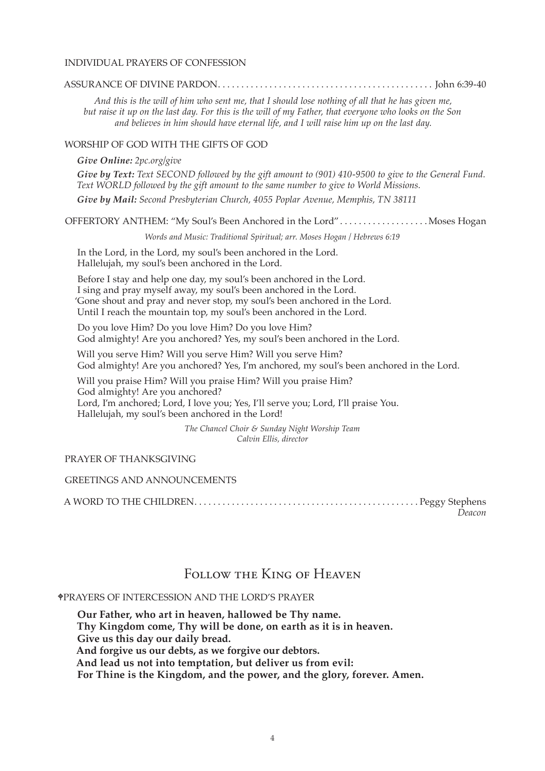INDIVIDUAL PRAYERS OF CONFESSION

ASSURANCE OF DIVINE PARDON. . . . . . . . . . . . . . . . . . . . . . . . . . . . . . . . . . . . . . . . . . . . . John 6:39-40

*And this is the will of him who sent me, that I should lose nothing of all that he has given me, but raise it up on the last day. For this is the will of my Father, that everyone who looks on the Son and believes in him should have eternal life, and I will raise him up on the last day.*

WORSHIP OF GOD WITH THE GIFTS OF GOD

***Give Online:*** *2pc.org/give*

***Give by Text:*** *Text SECOND followed by the gift amount to (901) 410-9500 to give to the General Fund. Text WORLD followed by the gift amount to the same number to give to World Missions.*

***Give by Mail:*** *Second Presbyterian Church, 4055 Poplar Avenue, Memphis, TN 38111*

OFFERTORY ANTHEM: "My Soul's Been Anchored in the Lord" . . . . . . . . . . . . . . . . . . Moses Hogan

*Words and Music: Traditional Spiritual; arr. Moses Hogan | Hebrews 6:19*

In the Lord, in the Lord, my soul's been anchored in the Lord.
Hallelujah, my soul's been anchored in the Lord.

Before I stay and help one day, my soul's been anchored in the Lord.
I sing and pray myself away, my soul's been anchored in the Lord.
'Gone shout and pray and never stop, my soul's been anchored in the Lord.
Until I reach the mountain top, my soul's been anchored in the Lord.

Do you love Him? Do you love Him? Do you love Him?
God almighty! Are you anchored? Yes, my soul's been anchored in the Lord.

Will you serve Him? Will you serve Him? Will you serve Him?
God almighty! Are you anchored? Yes, I'm anchored, my soul's been anchored in the Lord.

Will you praise Him? Will you praise Him? Will you praise Him?
God almighty! Are you anchored?
Lord, I'm anchored; Lord, I love you; Yes, I'll serve you; Lord, I'll praise You.
Hallelujah, my soul's been anchored in the Lord!

*The Chancel Choir & Sunday Night Worship Team*
*Calvin Ellis, director*

PRAYER OF THANKSGIVING

GREETINGS AND ANNOUNCEMENTS

A WORD TO THE CHILDREN. . . . . . . . . . . . . . . . . . . . . . . . . . . . . . . . . . . . . . . . . . . . . . . Peggy Stephens
*Deacon*

## Follow the King of Heaven

✥PRAYERS OF INTERCESSION AND THE LORD'S PRAYER

**Our Father, who art in heaven, hallowed be Thy name.**
**Thy Kingdom come, Thy will be done, on earth as it is in heaven.**
**Give us this day our daily bread.**
**And forgive us our debts, as we forgive our debtors.**
**And lead us not into temptation, but deliver us from evil:**
**For Thine is the Kingdom, and the power, and the glory, forever. Amen.**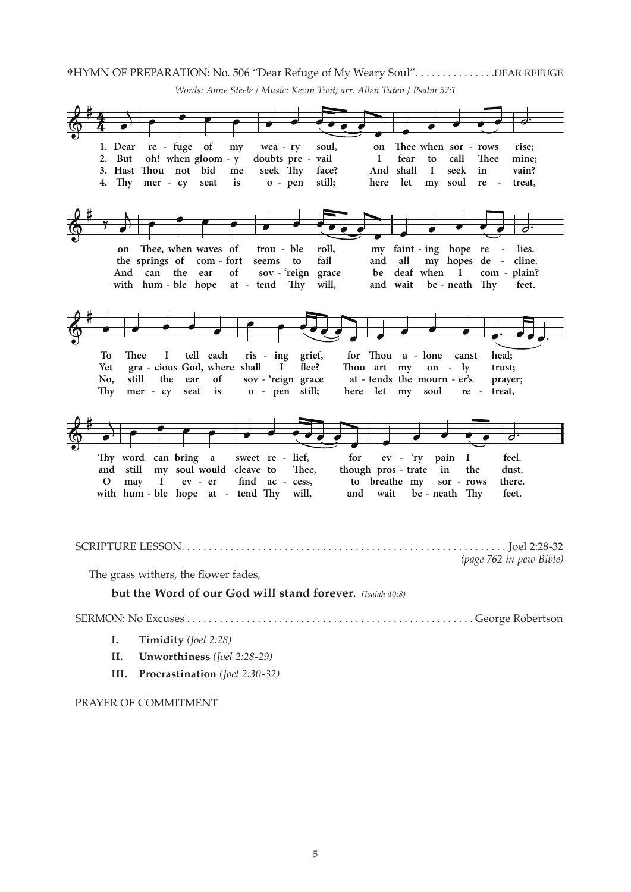✠HYMN OF PREPARATION: No. 506 "Dear Refuge of My Weary Soul". . . . . . . . . . . . . . .DEAR REFUGE

*Words: Anne Steele / Music: Kevin Twit; arr. Allen Tuten / Psalm 57:1*

1. Dear refuge of my weary soul, on Thee when sorrows rise; on Thee, when waves of trouble roll, my fainting hope relies. To Thee I tell each rising grief, for Thou alone canst heal; Thy word can bring a sweet relief, for ev'ry pain I feel.

2. But oh! when gloomy doubts prevail I fear to call Thee mine; the springs of comfort seems to fail and all my hopes decline. Yet gracious God, where shall I flee? Thou art my only trust; and still my soul would cleave to Thee, though prostrate in the dust.

3. Hast Thou not bid me seek Thy face? And shall I seek in vain? And can the ear of sov'reign grace be deaf when I complain? No, still the ear of sov'reign grace attends the mourner's prayer; O may I ever find access, to breathe my sorrows there.

4. Thy mercy seat is open still; here let my soul retreat, with humble hope attend Thy will, and wait beneath Thy feet. Thy mercy seat is open still; here let my soul retreat, with humble hope attend Thy will, and wait beneath Thy feet.

SCRIPTURE LESSON. . . . . . . . . . . . . . . . . . . . . . . . . . . . . . . . . . . . . . . . . . . . . . . . . . . . . . . . . . . . Joel 2:28-32

*(page 762 in pew Bible)*

The grass withers, the flower fades,

**but the Word of our God will stand forever.** *(Isaiah 40:8)*

SERMON: No Excuses . . . . . . . . . . . . . . . . . . . . . . . . . . . . . . . . . . . . . . . . . . . . . . . . . . . . George Robertson

**I. Timidity** *(Joel 2:28)*

**II. Unworthiness** *(Joel 2:28-29)*

**III. Procrastination** *(Joel 2:30-32)*

PRAYER OF COMMITMENT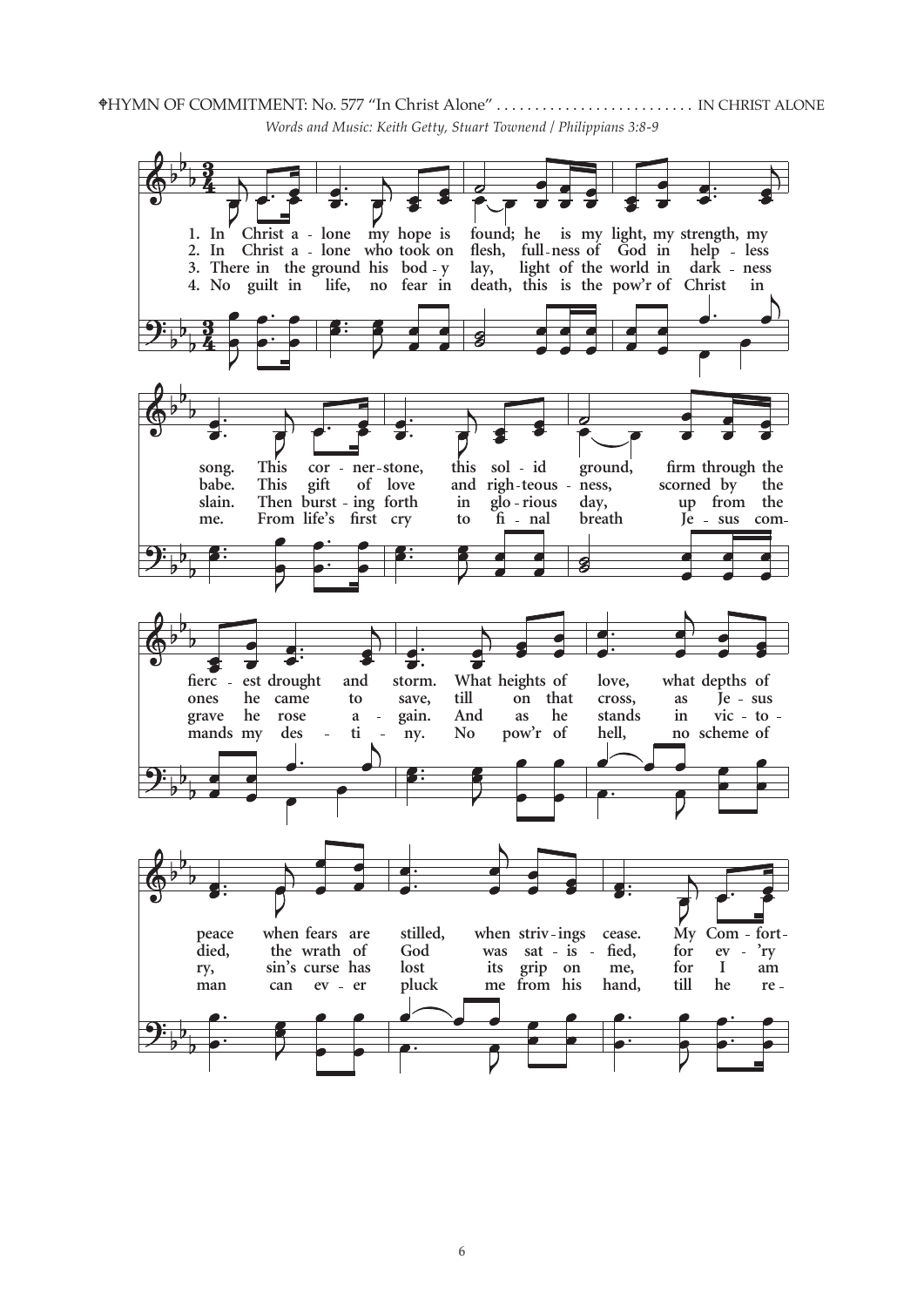✠HYMN OF COMMITMENT: No. 577 "In Christ Alone" .......................... IN CHRIST ALONE

*Words and Music: Keith Getty, Stuart Townend / Philippians 3:8-9*

1. In Christ a - lone my hope is found; he is my light, my strength, my song. This cor - ner-stone, this sol - id ground, firm through the fierc - est drought and storm. What heights of love, what depths of peace when fears are stilled, when striv-ings cease. My Com - fort-

2. In Christ a - lone who took on flesh, full-ness of God in help - less babe. This gift of love and righ-teous - ness, scorned by the ones he came to save, till on that cross, as Je - sus died, the wrath of God was sat - is - fied, for ev - 'ry

3. There in the ground his bod - y lay, light of the world in dark - ness slain. Then burst - ing forth in glo - rious day, up from the grave he rose a - gain. And as he stands in vic - to - ry, sin's curse has lost its grip on me, for I am

4. No guilt in life, no fear in death, this is the pow'r of Christ in me. From life's first cry to fi - nal breath Je - sus com-mands my des - ti - ny. No pow'r of hell, no scheme of man can ev - er pluck me from his hand, till he re -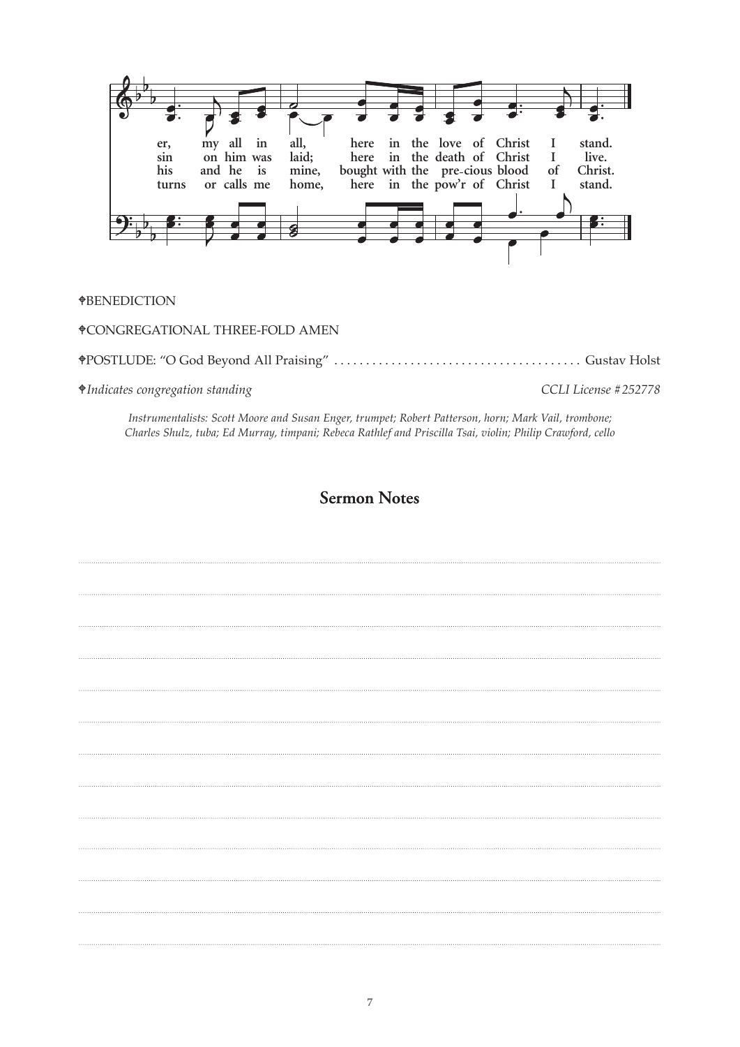er, my all in all, here in the love of Christ I stand.
sin on him was laid; here in the death of Christ I live.
his and he is mine, bought with the pre-cious blood of Christ.
turns or calls me home, here in the pow'r of Christ I stand.

✠BENEDICTION

✠CONGREGATIONAL THREE-FOLD AMEN

✠POSTLUDE: "O God Beyond All Praising" ...................................... Gustav Holst

✠*Indicates congregation standing* — *CCLI License #252778*

*Instrumentalists: Scott Moore and Susan Enger, trumpet; Robert Patterson, horn; Mark Vail, trombone; Charles Shulz, tuba; Ed Murray, timpani; Rebeca Rathlef and Priscilla Tsai, violin; Philip Crawford, cello*

## Sermon Notes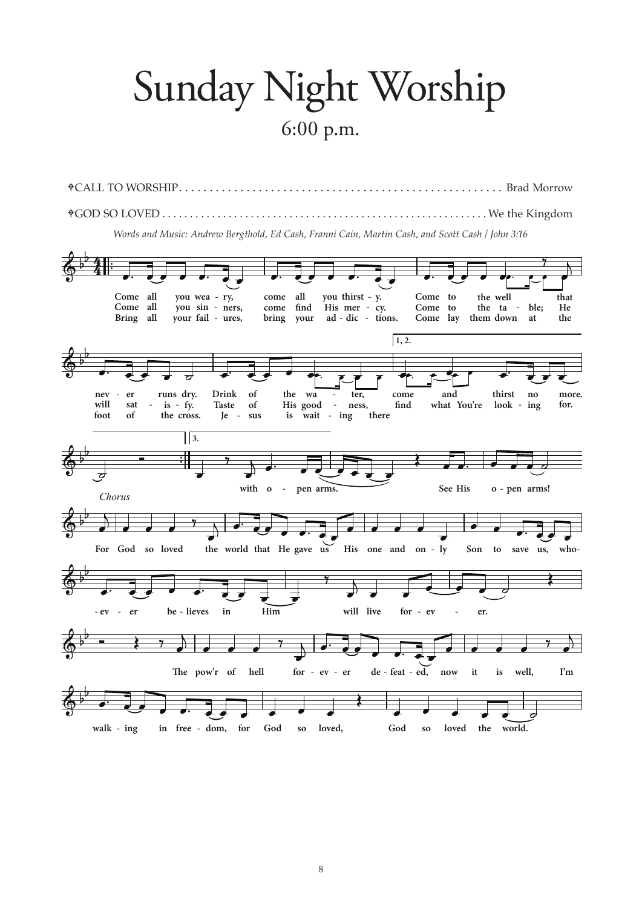# Sunday Night Worship

## 6:00 p.m.

✝CALL TO WORSHIP . . . . . . . . . . . . . . . . . . . . . . . . . . . . . . . . . . . . . . . . . . . . . . . . . . . . . Brad Morrow

✝GOD SO LOVED . . . . . . . . . . . . . . . . . . . . . . . . . . . . . . . . . . . . . . . . . . . . . . . . . . . . . . . . . We the Kingdom

*Words and Music: Andrew Bergthold, Ed Cash, Franni Cain, Martin Cash, and Scott Cash / John 3:16*

Come all you wea - ry, come all you thirst - y. Come to the well that nev - er runs dry. Drink of the wa - ter, come and thirst no more.

Come all you sin - ners, come find His mer - cy. Come to the ta - ble; He will sat - is - fy. Taste of His good - ness, find what You're look - ing for.

Bring all your fail - ures, bring your ad - dic - tions. Come lay them down at the foot of the cross. Je - sus is wait - ing there with o - pen arms. See His o - pen arms!

*Chorus*

For God so loved the world that He gave us His one and on - ly Son to save us, who - ev - er be - lieves in Him will live for - ev - er. The pow'r of hell for - ev - er de - feat - ed, now it is well, I'm walk - ing in free - dom, for God so loved, God so loved the world.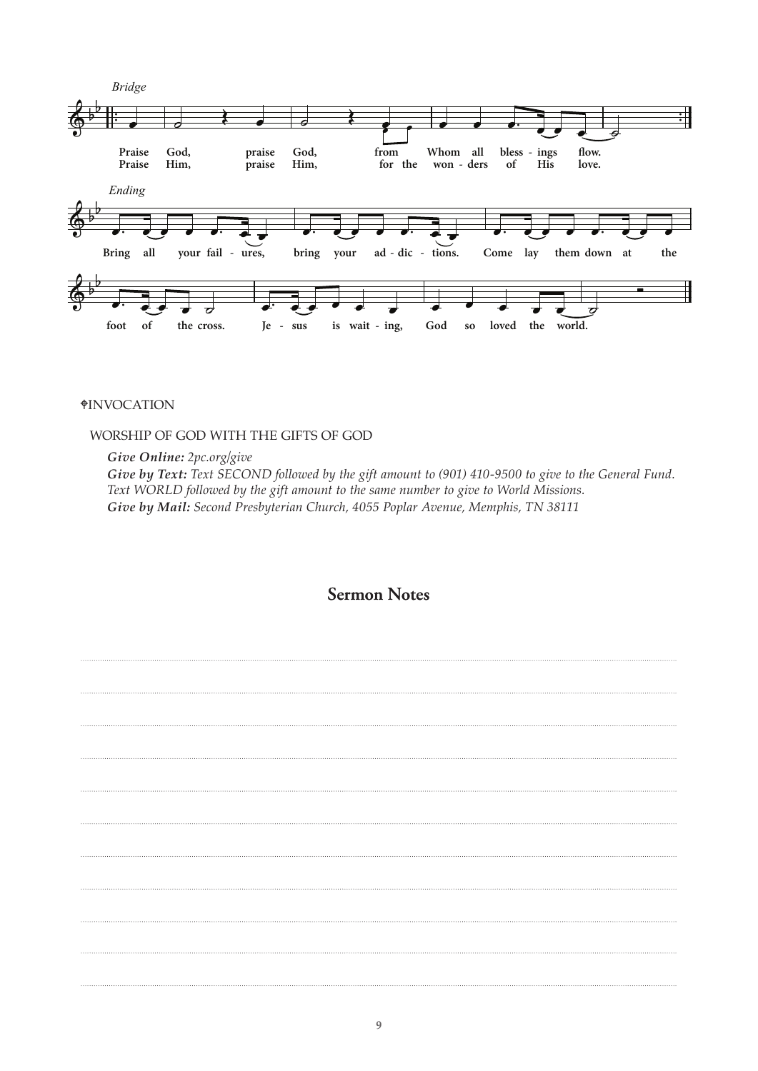*Bridge*

Praise God, praise God, from Whom all bless - ings flow.
Praise Him, praise Him, for the won - ders of His love.

*Ending*

Bring all your fail - ures, bring your ad - dic - tions. Come lay them down at the foot of the cross. Je - sus is wait - ing, God so loved the world.

✝INVOCATION

WORSHIP OF GOD WITH THE GIFTS OF GOD

***Give Online:*** *2pc.org/give*
***Give by Text:*** *Text SECOND followed by the gift amount to (901) 410-9500 to give to the General Fund. Text WORLD followed by the gift amount to the same number to give to World Missions.*
***Give by Mail:*** *Second Presbyterian Church, 4055 Poplar Avenue, Memphis, TN 38111*

## Sermon Notes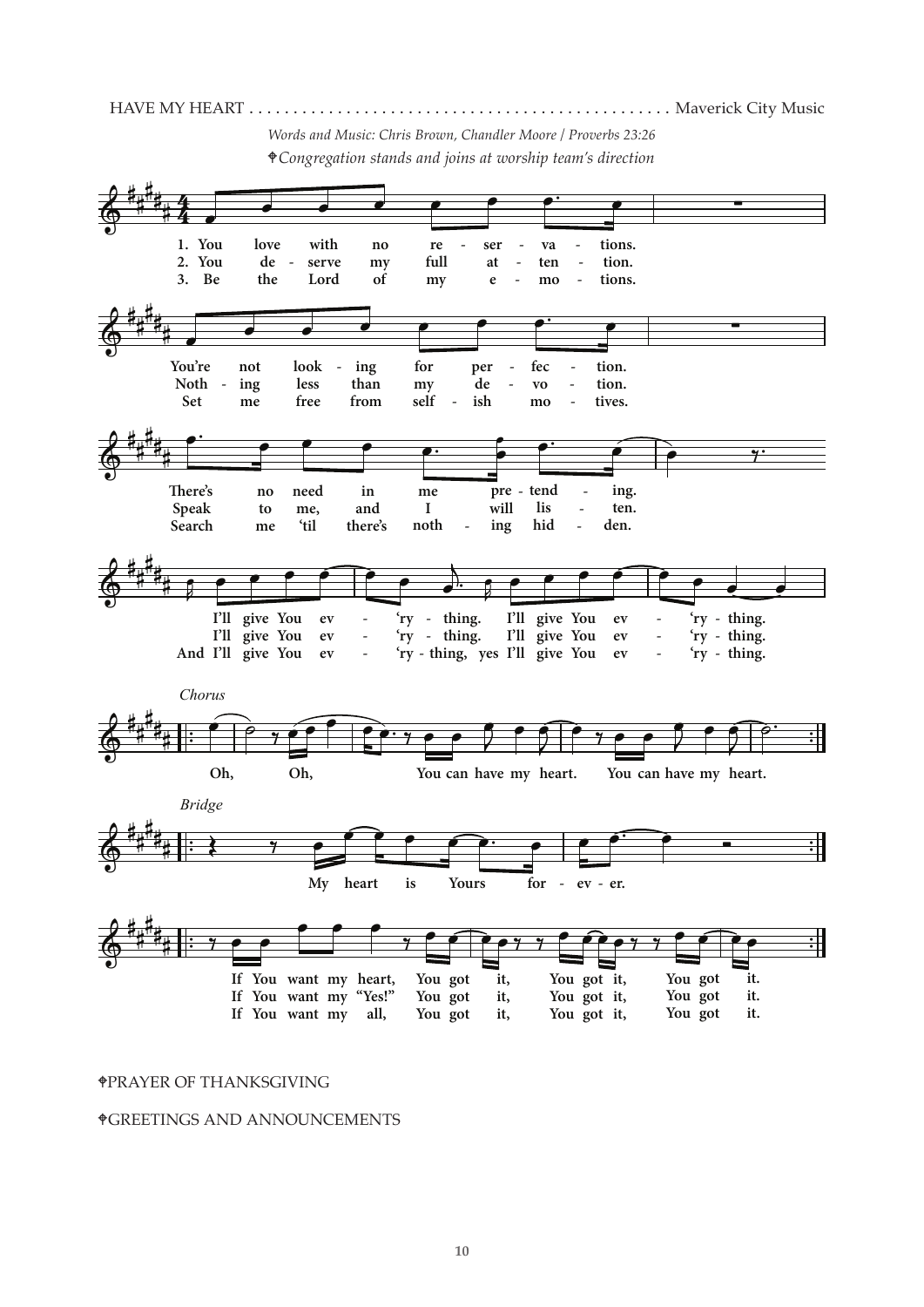HAVE MY HEART . . . . . . . . . . . . . . . . . . . . . . . . . . . . . . . . . . . . . . . . . . . . . . Maverick City Music

*Words and Music: Chris Brown, Chandler Moore / Proverbs 23:26*

✥*Congregation stands and joins at worship team's direction*

1. You love with no reservations.
You're not looking for perfection.
There's no need in me pretending.
I'll give You ev'rything. I'll give You ev'rything.

2. You deserve my full attention.
Nothing less than my devotion.
Speak to me, and I will listen.
I'll give You ev'rything. I'll give You ev'rything.

3. Be the Lord of my emotions.
Set me free from selfish motives.
Search me 'til there's nothing hidden.
And I'll give You ev'rything, yes I'll give You ev'rything.

*Chorus*

Oh, Oh, You can have my heart. You can have my heart.

*Bridge*

My heart is Yours forever.

If You want my heart, You got it, You got it, You got it.
If You want my "Yes!" You got it, You got it, You got it.
If You want my all, You got it, You got it, You got it.

✥PRAYER OF THANKSGIVING

✥GREETINGS AND ANNOUNCEMENTS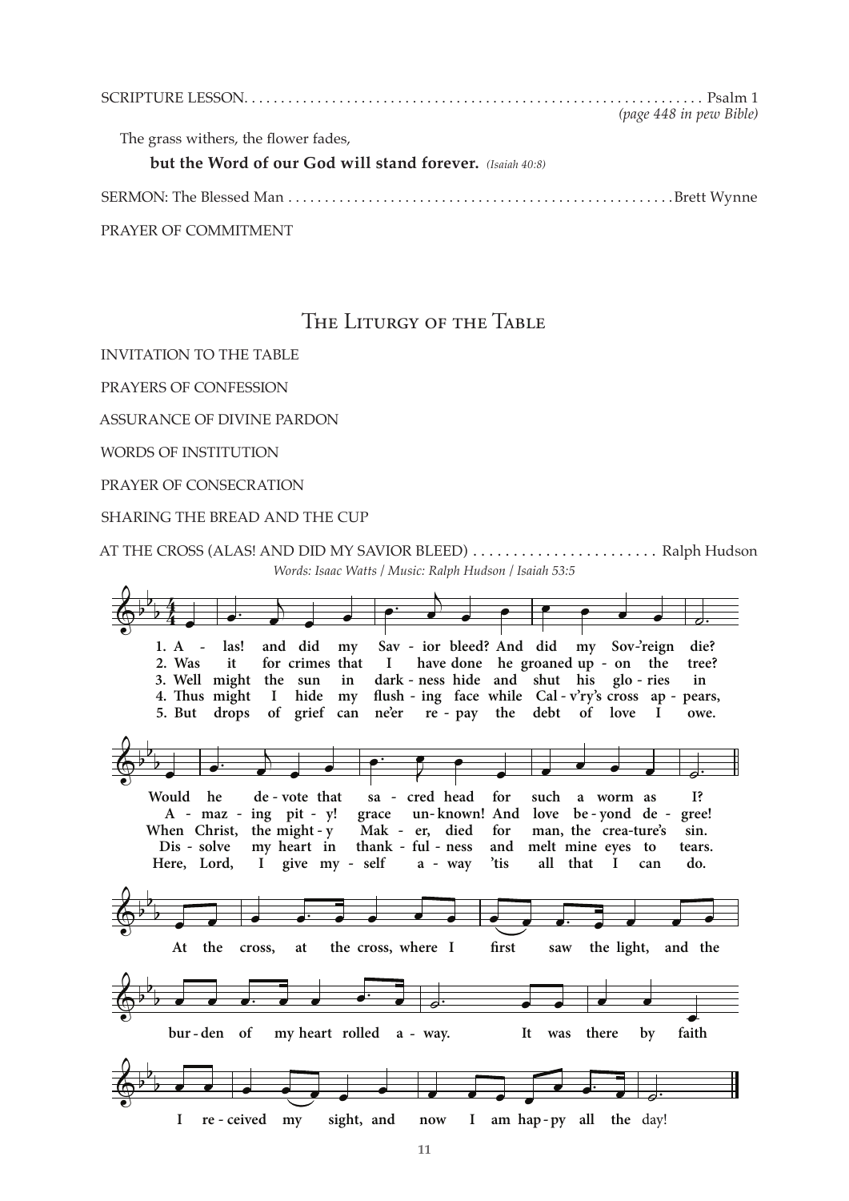SCRIPTURE LESSON. . . . . . . . . . . . . . . . . . . . . . . . . . . . . . . . . . . . . . . . . . . . . . . . . . . . . . . . . . . . . . Psalm 1
*(page 448 in pew Bible)*

The grass withers, the flower fades,

**but the Word of our God will stand forever.** *(Isaiah 40:8)*

SERMON: The Blessed Man . . . . . . . . . . . . . . . . . . . . . . . . . . . . . . . . . . . . . . . . . . . . . . . . . . . Brett Wynne

PRAYER OF COMMITMENT

## The Liturgy of the Table

INVITATION TO THE TABLE

PRAYERS OF CONFESSION

ASSURANCE OF DIVINE PARDON

WORDS OF INSTITUTION

PRAYER OF CONSECRATION

SHARING THE BREAD AND THE CUP

AT THE CROSS (ALAS! AND DID MY SAVIOR BLEED) . . . . . . . . . . . . . . . . . . . . . . . Ralph Hudson

*Words: Isaac Watts / Music: Ralph Hudson / Isaiah 53:5*

1. Alas! and did my Savior bleed? And did my Sov'reign die? Would he devote that sacred head for such a worm as I?
2. Was it for crimes that I have done he groaned upon the tree? Amazing pity! grace unknown! And love beyond degree!
3. Well might the sun in darkness hide and shut his glories in When Christ, the mighty Maker, died for man, the creature's sin.
4. Thus might I hide my flushing face while Cal-v'ry's cross appears, Dissolve my heart in thankfulness and melt mine eyes to tears.
5. But drops of grief can ne'er repay the debt of love I owe. Here, Lord, I give myself away 'tis all that I can do.

At the cross, at the cross, where I first saw the light, and the burden of my heart rolled away. It was there by faith I received my sight, and now I am happy all the day!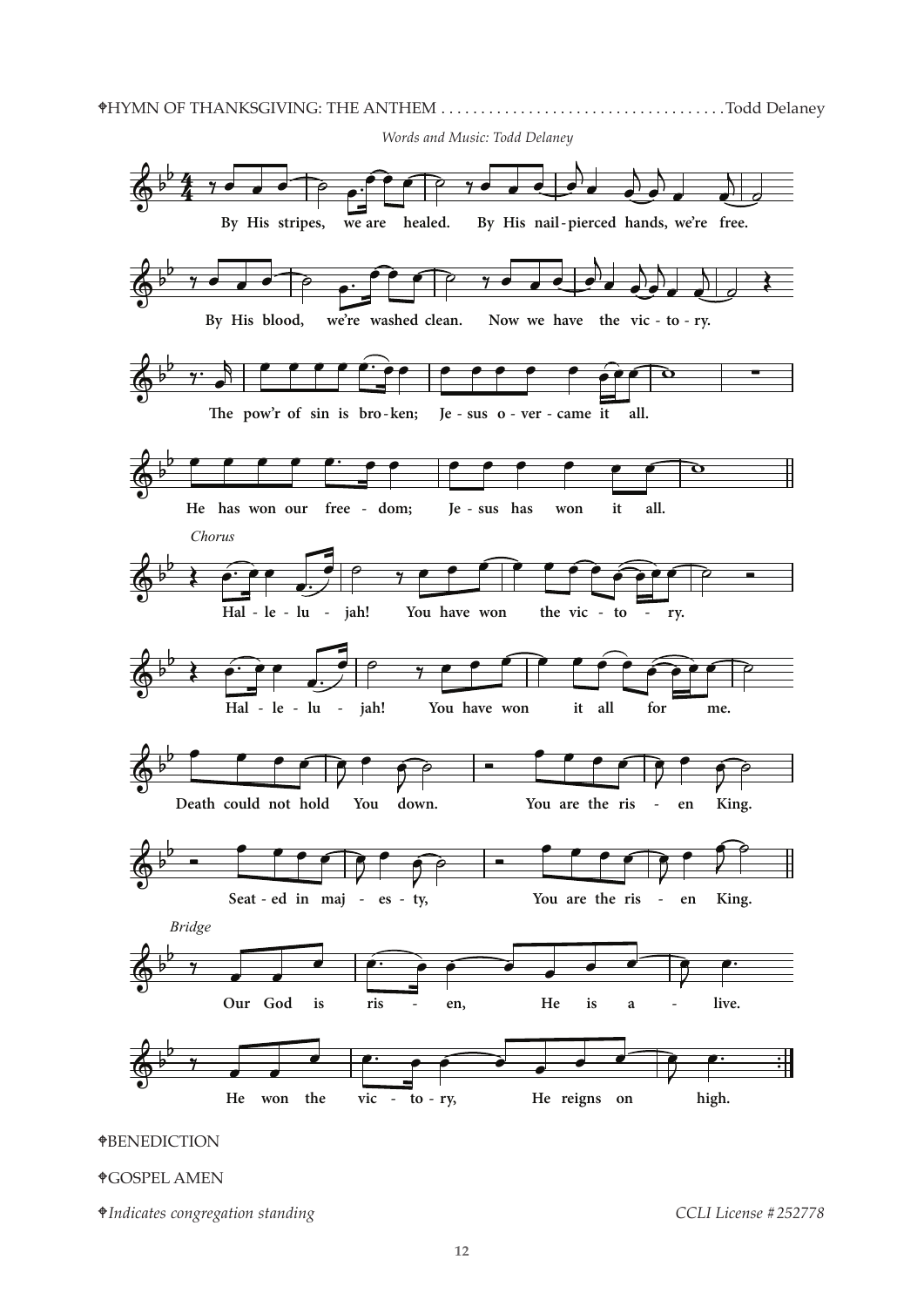✞HYMN OF THANKSGIVING: THE ANTHEM . . . . . . . . . . . . . . . . . . . . . . . . . . . . . . . . . . . Todd Delaney

*Words and Music: Todd Delaney*

By His stripes, we are healed. By His nail-pierced hands, we're free.

By His blood, we're washed clean. Now we have the vic-to-ry.

The pow'r of sin is bro-ken; Je-sus o-ver-came it all.

He has won our free-dom; Je-sus has won it all.

*Chorus*

Hal-le-lu-jah! You have won the vic-to-ry.

Hal-le-lu-jah! You have won it all for me.

Death could not hold You down. You are the ris-en King.

Seat-ed in maj-es-ty, You are the ris-en King.

*Bridge*

Our God is ris-en, He is a-live.

He won the vic-to-ry, He reigns on high.

✞BENEDICTION

✞GOSPEL AMEN

✞*Indicates congregation standing* CCLI License #252778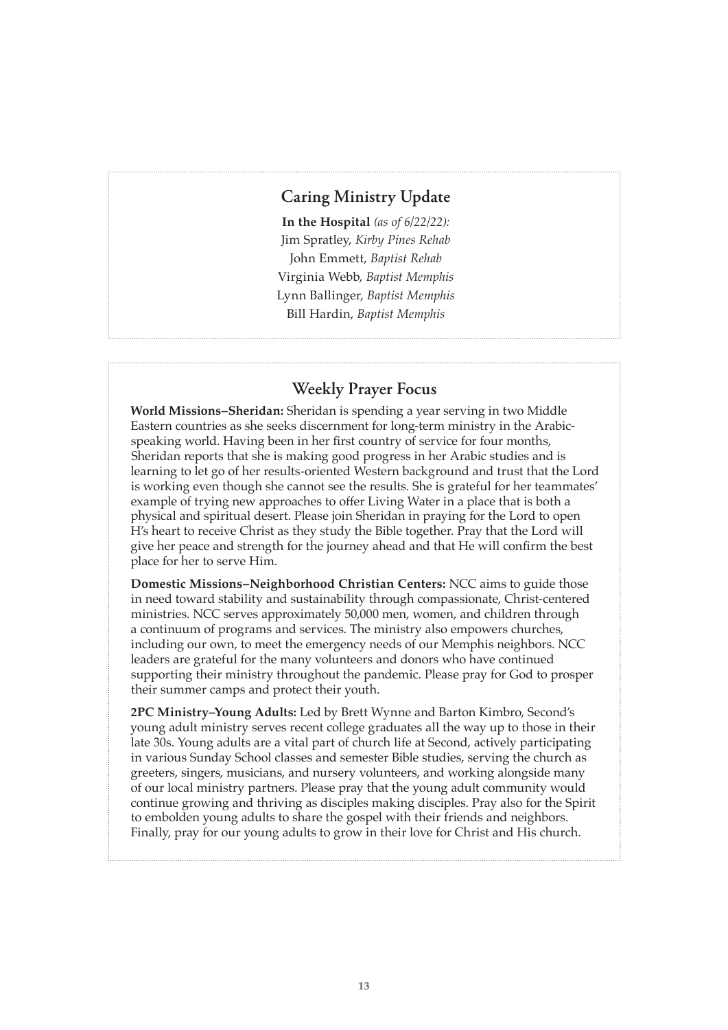## Caring Ministry Update

**In the Hospital** *(as of 6/22/22):*
Jim Spratley, *Kirby Pines Rehab*
John Emmett, *Baptist Rehab*
Virginia Webb, *Baptist Memphis*
Lynn Ballinger, *Baptist Memphis*
Bill Hardin, *Baptist Memphis*

## Weekly Prayer Focus

**World Missions–Sheridan:** Sheridan is spending a year serving in two Middle Eastern countries as she seeks discernment for long-term ministry in the Arabic-speaking world. Having been in her first country of service for four months, Sheridan reports that she is making good progress in her Arabic studies and is learning to let go of her results-oriented Western background and trust that the Lord is working even though she cannot see the results. She is grateful for her teammates' example of trying new approaches to offer Living Water in a place that is both a physical and spiritual desert. Please join Sheridan in praying for the Lord to open H's heart to receive Christ as they study the Bible together. Pray that the Lord will give her peace and strength for the journey ahead and that He will confirm the best place for her to serve Him.

**Domestic Missions–Neighborhood Christian Centers:** NCC aims to guide those in need toward stability and sustainability through compassionate, Christ-centered ministries. NCC serves approximately 50,000 men, women, and children through a continuum of programs and services. The ministry also empowers churches, including our own, to meet the emergency needs of our Memphis neighbors. NCC leaders are grateful for the many volunteers and donors who have continued supporting their ministry throughout the pandemic. Please pray for God to prosper their summer camps and protect their youth.

**2PC Ministry–Young Adults:** Led by Brett Wynne and Barton Kimbro, Second's young adult ministry serves recent college graduates all the way up to those in their late 30s. Young adults are a vital part of church life at Second, actively participating in various Sunday School classes and semester Bible studies, serving the church as greeters, singers, musicians, and nursery volunteers, and working alongside many of our local ministry partners. Please pray that the young adult community would continue growing and thriving as disciples making disciples. Pray also for the Spirit to embolden young adults to share the gospel with their friends and neighbors. Finally, pray for our young adults to grow in their love for Christ and His church.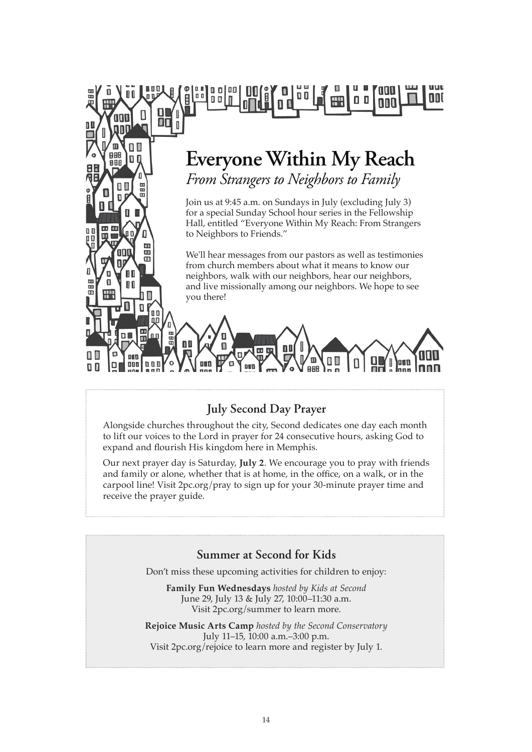# Everyone Within My Reach

*From Strangers to Neighbors to Family*

Join us at 9:45 a.m. on Sundays in July (excluding July 3) for a special Sunday School hour series in the Fellowship Hall, entitled "Everyone Within My Reach: From Strangers to Neighbors to Friends."

We'll hear messages from our pastors as well as testimonies from church members about what it means to know our neighbors, walk with our neighbors, hear our neighbors, and live missionally among our neighbors. We hope to see you there!

## July Second Day Prayer

Alongside churches throughout the city, Second dedicates one day each month to lift our voices to the Lord in prayer for 24 consecutive hours, asking God to expand and flourish His kingdom here in Memphis.

Our next prayer day is Saturday, **July 2**. We encourage you to pray with friends and family or alone, whether that is at home, in the office, on a walk, or in the carpool line! Visit 2pc.org/pray to sign up for your 30-minute prayer time and receive the prayer guide.

## Summer at Second for Kids

Don't miss these upcoming activities for children to enjoy:

**Family Fun Wednesdays** *hosted by Kids at Second*
June 29, July 13 & July 27, 10:00–11:30 a.m.
Visit 2pc.org/summer to learn more.

**Rejoice Music Arts Camp** *hosted by the Second Conservatory*
July 11–15, 10:00 a.m.–3:00 p.m.
Visit 2pc.org/rejoice to learn more and register by July 1.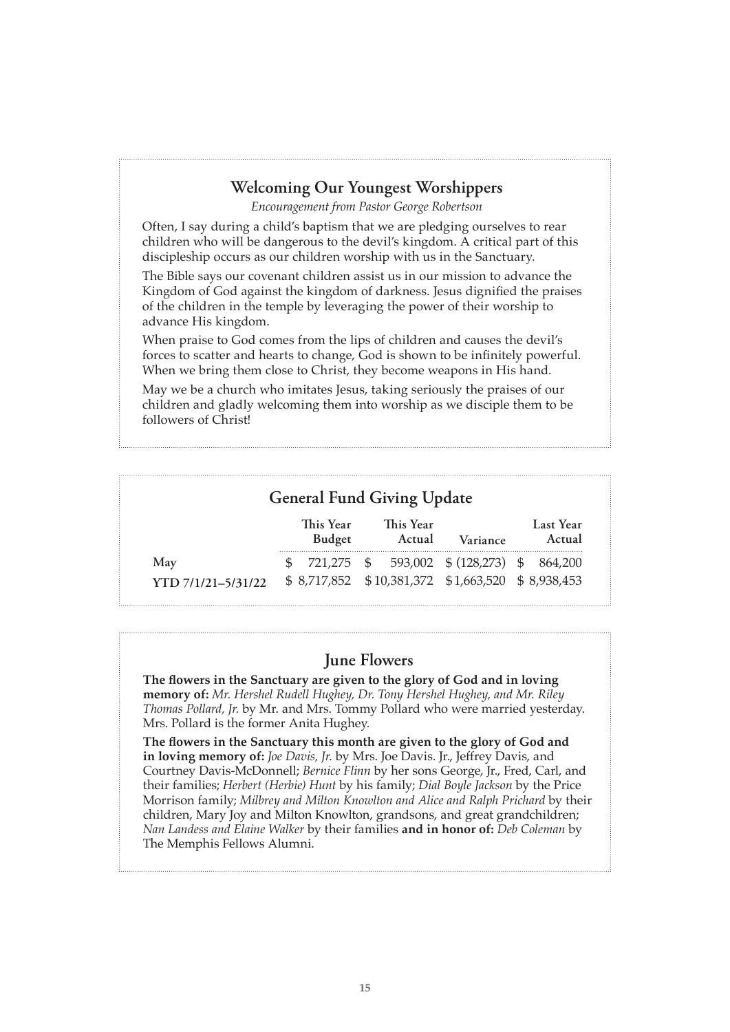## Welcoming Our Youngest Worshippers

*Encouragement from Pastor George Robertson*

Often, I say during a child's baptism that we are pledging ourselves to rear children who will be dangerous to the devil's kingdom. A critical part of this discipleship occurs as our children worship with us in the Sanctuary.

The Bible says our covenant children assist us in our mission to advance the Kingdom of God against the kingdom of darkness. Jesus dignified the praises of the children in the temple by leveraging the power of their worship to advance His kingdom.

When praise to God comes from the lips of children and causes the devil's forces to scatter and hearts to change, God is shown to be infinitely powerful. When we bring them close to Christ, they become weapons in His hand.

May we be a church who imitates Jesus, taking seriously the praises of our children and gladly welcoming them into worship as we disciple them to be followers of Christ!

## General Fund Giving Update

| | This Year Budget | This Year Actual | Variance | Last Year Actual |
|---|---|---|---|---|
| May | $ 721,275 | $ 593,002 | $ (128,273) | $ 864,200 |
| YTD 7/1/21–5/31/22 | $ 8,717,852 | $ 10,381,372 | $ 1,663,520 | $ 8,938,453 |

## June Flowers

**The flowers in the Sanctuary are given to the glory of God and in loving memory of:** *Mr. Hershel Rudell Hughey, Dr. Tony Hershel Hughey, and Mr. Riley Thomas Pollard, Jr.* by Mr. and Mrs. Tommy Pollard who were married yesterday. Mrs. Pollard is the former Anita Hughey.

**The flowers in the Sanctuary this month are given to the glory of God and in loving memory of:** *Joe Davis, Jr.* by Mrs. Joe Davis. Jr., Jeffrey Davis, and Courtney Davis-McDonnell; *Bernice Flinn* by her sons George, Jr., Fred, Carl, and their families; *Herbert (Herbie) Hunt* by his family; *Dial Boyle Jackson* by the Price Morrison family; *Milbrey and Milton Knowlton and Alice and Ralph Prichard* by their children, Mary Joy and Milton Knowlton, grandsons, and great grandchildren; *Nan Landess and Elaine Walker* by their families **and in honor of:** *Deb Coleman* by The Memphis Fellows Alumni.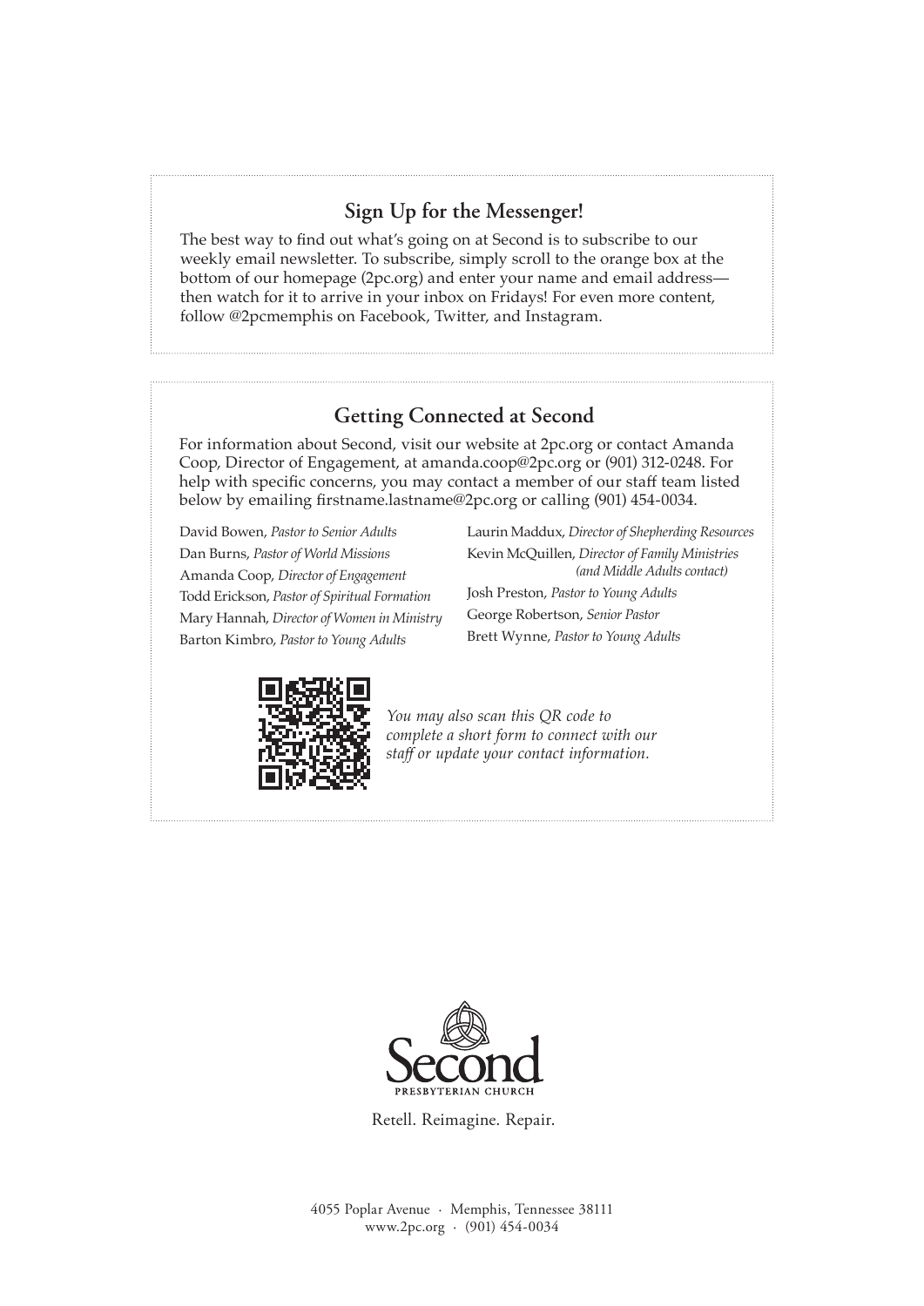## Sign Up for the Messenger!

The best way to find out what's going on at Second is to subscribe to our weekly email newsletter. To subscribe, simply scroll to the orange box at the bottom of our homepage (2pc.org) and enter your name and email address—then watch for it to arrive in your inbox on Fridays! For even more content, follow @2pcmemphis on Facebook, Twitter, and Instagram.

## Getting Connected at Second

For information about Second, visit our website at 2pc.org or contact Amanda Coop, Director of Engagement, at amanda.coop@2pc.org or (901) 312-0248. For help with specific concerns, you may contact a member of our staff team listed below by emailing firstname.lastname@2pc.org or calling (901) 454-0034.

David Bowen, *Pastor to Senior Adults*
Dan Burns, *Pastor of World Missions*
Amanda Coop, *Director of Engagement*
Todd Erickson, *Pastor of Spiritual Formation*
Mary Hannah, *Director of Women in Ministry*
Barton Kimbro, *Pastor to Young Adults*
Laurin Maddux, *Director of Shepherding Resources*
Kevin McQuillen, *Director of Family Ministries (and Middle Adults contact)*
Josh Preston, *Pastor to Young Adults*
George Robertson, *Senior Pastor*
Brett Wynne, *Pastor to Young Adults*

*You may also scan this QR code to complete a short form to connect with our staff or update your contact information.*

Second
PRESBYTERIAN CHURCH

Retell. Reimagine. Repair.

4055 Poplar Avenue · Memphis, Tennessee 38111
www.2pc.org · (901) 454-0034